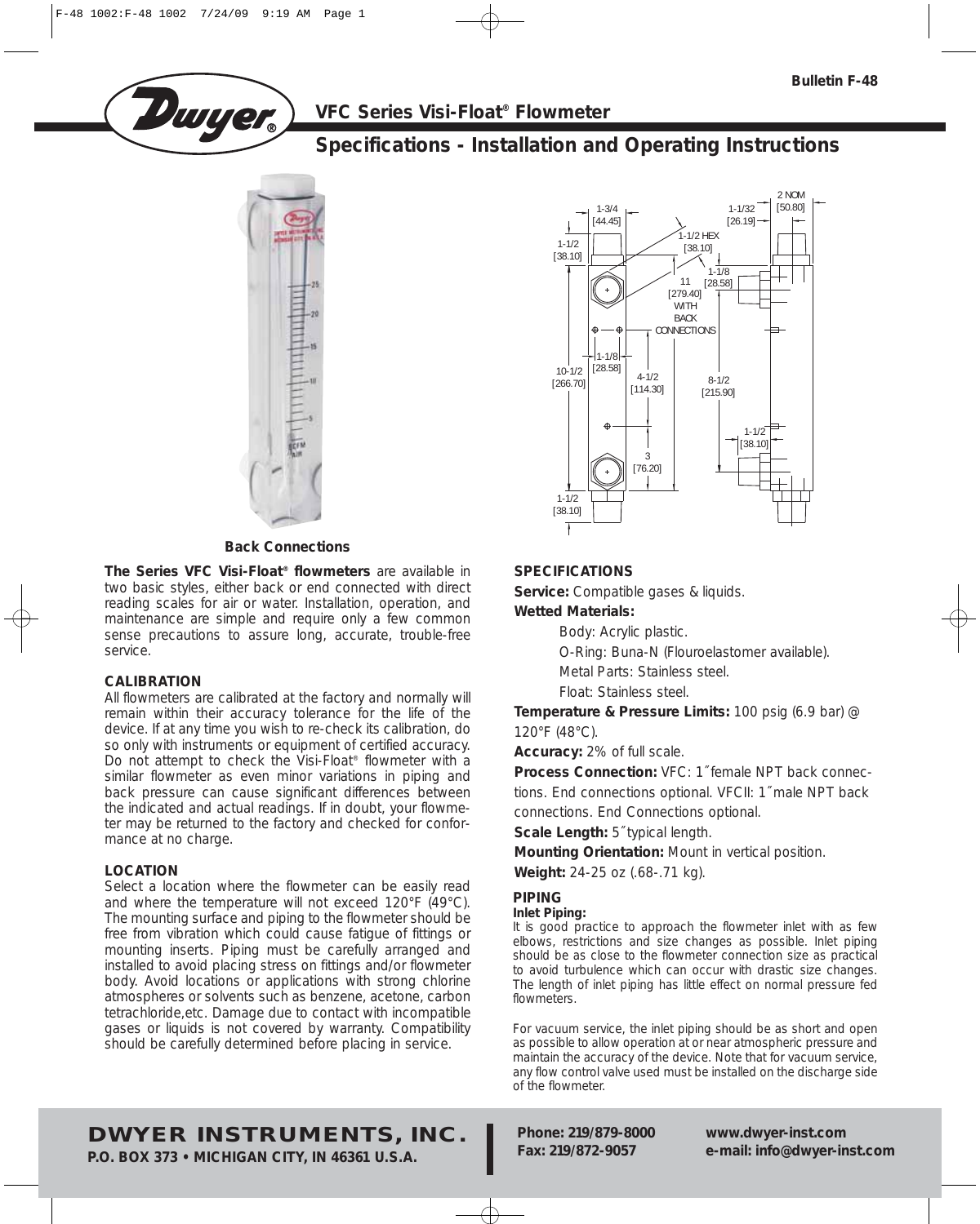Bulletin F-48

# VFC Series Visi-Float® Flowmeter

## Specifications - Installation and Operating Instructions

Back Connections

**The Series VFC Visi-Float® flowmeters** are available in two basic styles, either back or end connected with direct reading scales for air or water. Installation, operation, and maintenance are simple and require only a few common sense precautions to assure long, accurate, trouble-free service.

### CALIBRATION

All flowmeters are calibrated at the factory and normally will remain within their accuracy tolerance for the life of the device. If at any time you wish to re-check its calibration, do so only with instruments or equipment of certified accuracy. Do not attempt to check the Visi-Float® flowmeter with a similar flowmeter as even minor variations in piping and back pressure can cause significant differences between the indicated and actual readings. If in doubt, your flowmeter may be returned to the factory and checked for conformance at no charge.

### LOCATION

Select a location where the flowmeter can be easily read and where the temperature will not exceed 120°F (49°C). The mounting surface and piping to the flowmeter should be free from vibration which could cause fatigue of fittings or mounting inserts. Piping must be carefully arranged and installed to avoid placing stress on fittings and/or flowmeter body. Avoid locations or applications with strong chlorine atmospheres or solvents such as benzene, acetone, carbon tetrachloride,etc. Damage due to contact with incompatible gases or liquids is not covered by warranty. Compatibility should be carefully determined before placing in service.

### SPECIFICATIONS

**Service:** Compatible gases & liquids.

**Wetted Materials:**

Body: Acrylic plastic.

O-Ring: Buna-N (Flouroelastomer available).

Metal Parts: Stainless steel.

Float: Stainless steel.

**Temperature & Pressure Limits:** 100 psig (6.9 bar) @ 120°F (48°C).

**Accuracy:** 2% of full scale.

**Process Connection:** VFC: 1″ female NPT back connections. End connections optional. VFCII: 1″ male NPT back connections. End Connections optional.

**Scale Length:** 5″ typical length.

**Mounting Orientation:** Mount in vertical position.

**Weight:** 24-25 oz (.68-.71 kg).

### PIPING

#### Inlet Piping:

It is good practice to approach the flowmeter inlet with as few elbows, restrictions and size changes as possible. Inlet piping should be as close to the flowmeter connection size as practical to avoid turbulence which can occur with drastic size changes. The length of inlet piping has little effect on normal pressure fed flowmeters.

For vacuum service, the inlet piping should be as short and open as possible to allow operation at or near atmospheric pressure and maintain the accuracy of the device. Note that for vacuum service, any flow control valve used must be installed on the discharge side of the flowmeter.

**DWYER INSTRUMENTS, INC.**
**P.O. BOX 373 • MICHIGAN CITY, IN 46361 U.S.A.**

**Phone: 219/879-8000**
**Fax: 219/872-9057**

**www.dwyer-inst.com**
**e-mail: info@dwyer-inst.com**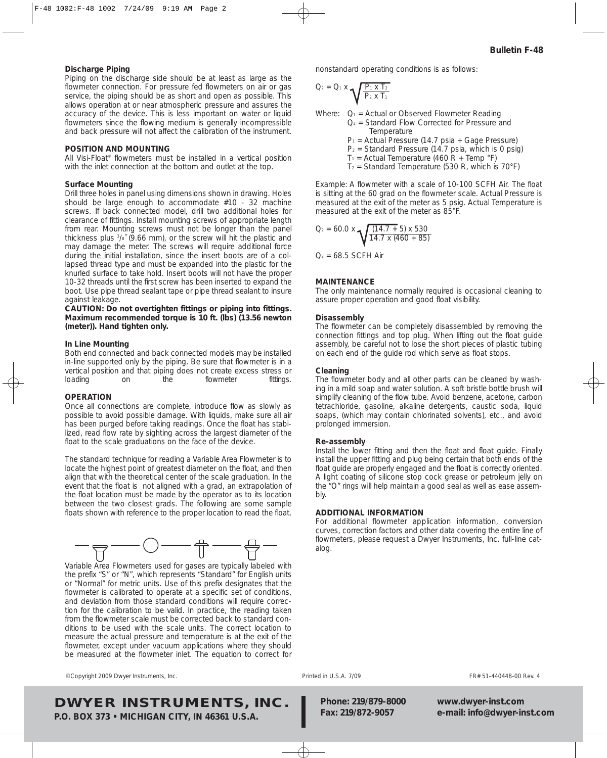### Discharge Piping

Piping on the discharge side should be at least as large as the flowmeter connection. For pressure fed flowmeters on air or gas service, the piping should be as short and open as possible. This allows operation at or near atmospheric pressure and assures the accuracy of the device. This is less important on water or liquid flowmeters since the flowing medium is generally incompressible and back pressure will not affect the calibration of the instrument.

### POSITION AND MOUNTING

All Visi-Float® flowmeters must be installed in a vertical position with the inlet connection at the bottom and outlet at the top.

### Surface Mounting

Drill three holes in panel using dimensions shown in drawing. Holes should be large enough to accommodate #10 - 32 machine screws. If back connected model, drill two additional holes for clearance of fittings. Install mounting screws of appropriate length from rear. Mounting screws must not be longer than the panel thickness plus 3/8″ (9.66 mm), or the screw will hit the plastic and may damage the meter. The screws will require additional force during the initial installation, since the insert boots are of a collapsed thread type and must be expanded into the plastic for the knurled surface to take hold. Insert boots will not have the proper 10-32 threads until the first screw has been inserted to expand the boot. Use pipe thread sealant tape or pipe thread sealant to insure against leakage.

**CAUTION: Do not overtighten fittings or piping into fittings. Maximum recommended torque is 10 ft. (lbs) (13.56 newton (meter)). Hand tighten only.**

### In Line Mounting

Both end connected and back connected models may be installed in-line supported only by the piping. Be sure that flowmeter is in a vertical position and that piping does not create excess stress or loading on the flowmeter fittings.

### OPERATION

Once all connections are complete, introduce flow as slowly as possible to avoid possible damage. With liquids, make sure all air has been purged before taking readings. Once the float has stabilized, read flow rate by sighting across the largest diameter of the float to the scale graduations on the face of the device.

The standard technique for reading a Variable Area Flowmeter is to locate the highest point of greatest diameter on the float, and then align that with the theoretical center of the scale graduation. In the event that the float is not aligned with a grad, an extrapolation of the float location must be made by the operator as to its location between the two closest grads. The following are some sample floats shown with reference to the proper location to read the float.

Variable Area Flowmeters used for gases are typically labeled with the prefix "S" or "N", which represents "Standard" for English units or "Normal" for metric units. Use of this prefix designates that the flowmeter is calibrated to operate at a specific set of conditions, and deviation from those standard conditions will require correction for the calibration to be valid. In practice, the reading taken from the flowmeter scale must be corrected back to standard conditions to be used with the scale units. The correct location to measure the actual pressure and temperature is at the exit of the flowmeter, except under vacuum applications where they should be measured at the flowmeter inlet. The equation to correct for nonstandard operating conditions is as follows:

$$Q_2 = Q_1 \times \sqrt{\frac{P_1 \times T_2}{P_2 \times T_1}}$$

Where:
- $Q_1$ = Actual or Observed Flowmeter Reading
- $Q_2$ = Standard Flow Corrected for Pressure and Temperature
- $P_1$ = Actual Pressure (14.7 psia + Gage Pressure)
- $P_2$ = Standard Pressure (14.7 psia, which is 0 psig)
- $T_1$ = Actual Temperature (460 R + Temp °F)
- $T_2$ = Standard Temperature (530 R, which is 70°F)

Example: A flowmeter with a scale of 10-100 SCFH Air. The float is sitting at the 60 grad on the flowmeter scale. Actual Pressure is measured at the exit of the meter as 5 psig. Actual Temperature is measured at the exit of the meter as 85°F.

$$Q_2 = 60.0 \times \sqrt{\frac{(14.7 + 5) \times 530}{14.7 \times (460 + 85)}}$$

$Q_2$ = 68.5 SCFH Air

### MAINTENANCE

The only maintenance normally required is occasional cleaning to assure proper operation and good float visibility.

### Disassembly

The flowmeter can be completely disassembled by removing the connection fittings and top plug. When lifting out the float guide assembly, be careful not to lose the short pieces of plastic tubing on each end of the guide rod which serve as float stops.

### Cleaning

The flowmeter body and all other parts can be cleaned by washing in a mild soap and water solution. A soft bristle bottle brush will simplify cleaning of the flow tube. Avoid benzene, acetone, carbon tetrachloride, gasoline, alkaline detergents, caustic soda, liquid soaps, (which may contain chlorinated solvents), etc., and avoid prolonged immersion.

### Re-assembly

Install the lower fitting and then the float and float guide. Finally install the upper fitting and plug being certain that both ends of the float guide are properly engaged and the float is correctly oriented. A light coating of silicone stop cock grease or petroleum jelly on the "O" rings will help maintain a good seal as well as ease assembly.

### ADDITIONAL INFORMATION

For additional flowmeter application information, conversion curves, correction factors and other data covering the entire line of flowmeters, please request a Dwyer Instruments, Inc. full-line catalog.

©Copyright 2009 Dwyer Instruments, Inc. Printed in U.S.A. 7/09 FR# 51-440448-00 Rev. 4

**DWYER INSTRUMENTS, INC.**
**P.O. BOX 373 • MICHIGAN CITY, IN 46361 U.S.A.**

**Phone: 219/879-8000**
**Fax: 219/872-9057**

**www.dwyer-inst.com**
**e-mail: info@dwyer-inst.com**